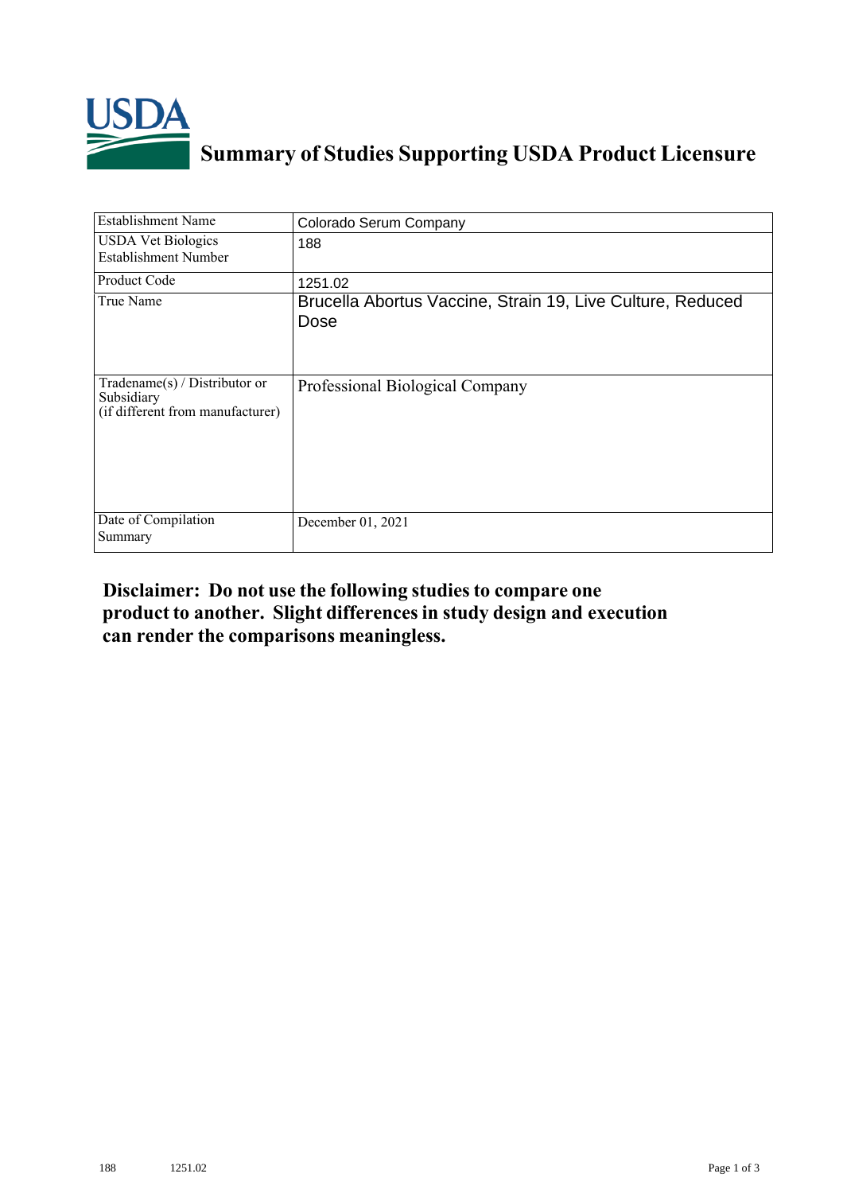# Summary of Studies Supporting USDA Product Licensure

| Establishment Name | Colorado Serum Company |
|---|---|
| USDA Vet Biologics Establishment Number | 188 |
| Product Code | 1251.02 |
| True Name | Brucella Abortus Vaccine, Strain 19, Live Culture, Reduced Dose |
| Tradename(s) / Distributor or Subsidiary (if different from manufacturer) | Professional Biological Company |
| Date of Compilation Summary | December 01, 2021 |

**Disclaimer: Do not use the following studies to compare one product to another. Slight differences in study design and execution can render the comparisons meaningless.**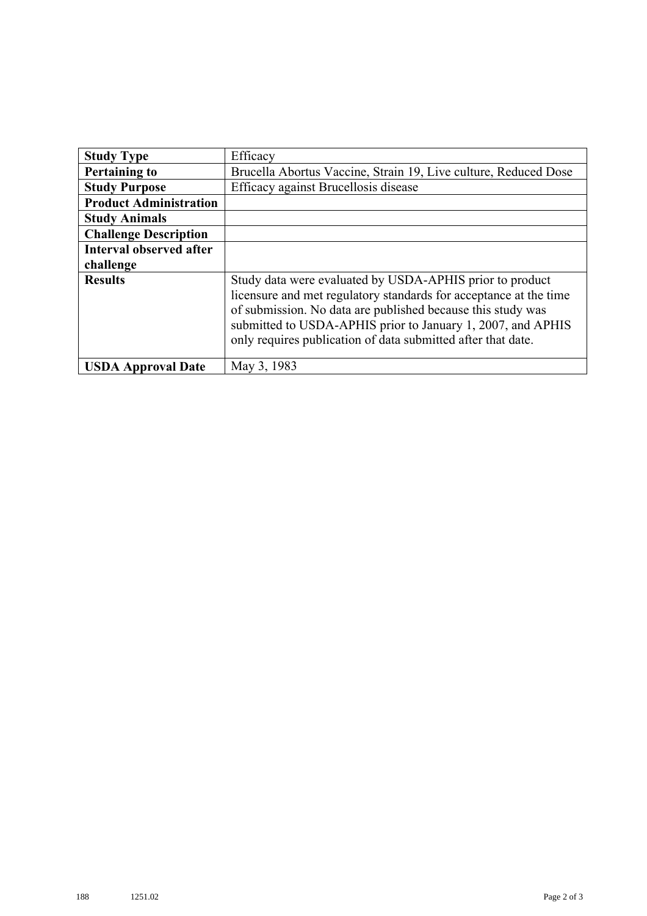| | |
|---|---|
| **Study Type** | Efficacy |
| **Pertaining to** | Brucella Abortus Vaccine, Strain 19, Live culture, Reduced Dose |
| **Study Purpose** | Efficacy against Brucellosis disease |
| **Product Administration** | |
| **Study Animals** | |
| **Challenge Description** | |
| **Interval observed after challenge** | |
| **Results** | Study data were evaluated by USDA-APHIS prior to product licensure and met regulatory standards for acceptance at the time of submission. No data are published because this study was submitted to USDA-APHIS prior to January 1, 2007, and APHIS only requires publication of data submitted after that date. |
| **USDA Approval Date** | May 3, 1983 |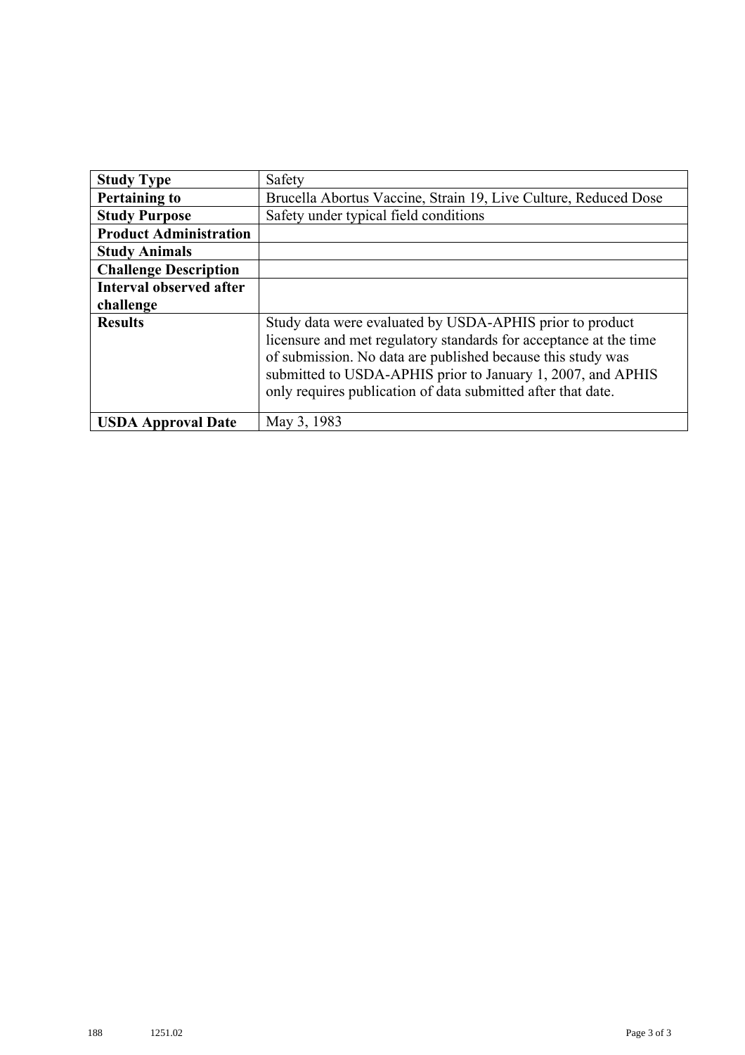| | |
|---|---|
| **Study Type** | Safety |
| **Pertaining to** | Brucella Abortus Vaccine, Strain 19, Live Culture, Reduced Dose |
| **Study Purpose** | Safety under typical field conditions |
| **Product Administration** | |
| **Study Animals** | |
| **Challenge Description** | |
| **Interval observed after challenge** | |
| **Results** | Study data were evaluated by USDA-APHIS prior to product licensure and met regulatory standards for acceptance at the time of submission. No data are published because this study was submitted to USDA-APHIS prior to January 1, 2007, and APHIS only requires publication of data submitted after that date. |
| **USDA Approval Date** | May 3, 1983 |

188 1251.02